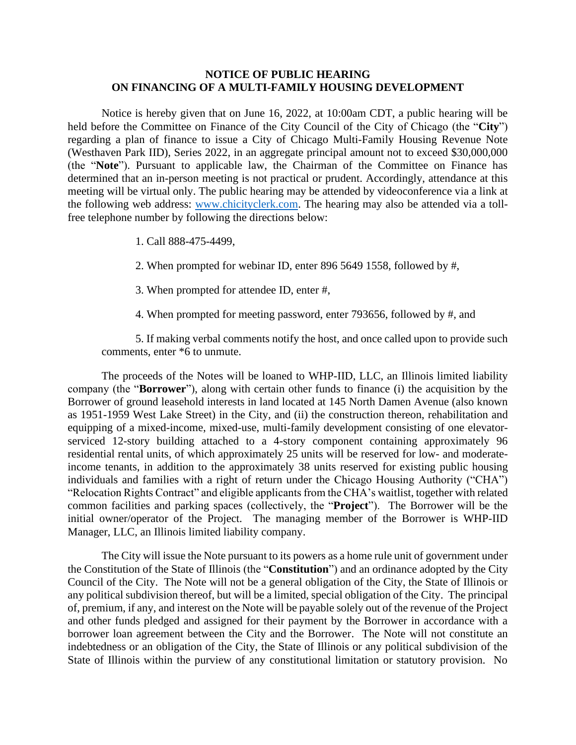**NOTICE OF PUBLIC HEARING**
**ON FINANCING OF A MULTI-FAMILY HOUSING DEVELOPMENT**

Notice is hereby given that on June 16, 2022, at 10:00am CDT, a public hearing will be held before the Committee on Finance of the City Council of the City of Chicago (the "**City**") regarding a plan of finance to issue a City of Chicago Multi-Family Housing Revenue Note (Westhaven Park IID), Series 2022, in an aggregate principal amount not to exceed $30,000,000 (the "**Note**"). Pursuant to applicable law, the Chairman of the Committee on Finance has determined that an in-person meeting is not practical or prudent. Accordingly, attendance at this meeting will be virtual only. The public hearing may be attended by videoconference via a link at the following web address: www.chicityclerk.com. The hearing may also be attended via a toll-free telephone number by following the directions below:

1. Call 888-475-4499,

2. When prompted for webinar ID, enter 896 5649 1558, followed by #,

3. When prompted for attendee ID, enter #,

4. When prompted for meeting password, enter 793656, followed by #, and

5. If making verbal comments notify the host, and once called upon to provide such comments, enter *6 to unmute.

The proceeds of the Notes will be loaned to WHP-IID, LLC, an Illinois limited liability company (the "**Borrower**"), along with certain other funds to finance (i) the acquisition by the Borrower of ground leasehold interests in land located at 145 North Damen Avenue (also known as 1951-1959 West Lake Street) in the City, and (ii) the construction thereon, rehabilitation and equipping of a mixed-income, mixed-use, multi-family development consisting of one elevator-serviced 12-story building attached to a 4-story component containing approximately 96 residential rental units, of which approximately 25 units will be reserved for low- and moderate-income tenants, in addition to the approximately 38 units reserved for existing public housing individuals and families with a right of return under the Chicago Housing Authority ("CHA") "Relocation Rights Contract" and eligible applicants from the CHA's waitlist, together with related common facilities and parking spaces (collectively, the "**Project**"). The Borrower will be the initial owner/operator of the Project. The managing member of the Borrower is WHP-IID Manager, LLC, an Illinois limited liability company.

The City will issue the Note pursuant to its powers as a home rule unit of government under the Constitution of the State of Illinois (the "**Constitution**") and an ordinance adopted by the City Council of the City. The Note will not be a general obligation of the City, the State of Illinois or any political subdivision thereof, but will be a limited, special obligation of the City. The principal of, premium, if any, and interest on the Note will be payable solely out of the revenue of the Project and other funds pledged and assigned for their payment by the Borrower in accordance with a borrower loan agreement between the City and the Borrower. The Note will not constitute an indebtedness or an obligation of the City, the State of Illinois or any political subdivision of the State of Illinois within the purview of any constitutional limitation or statutory provision. No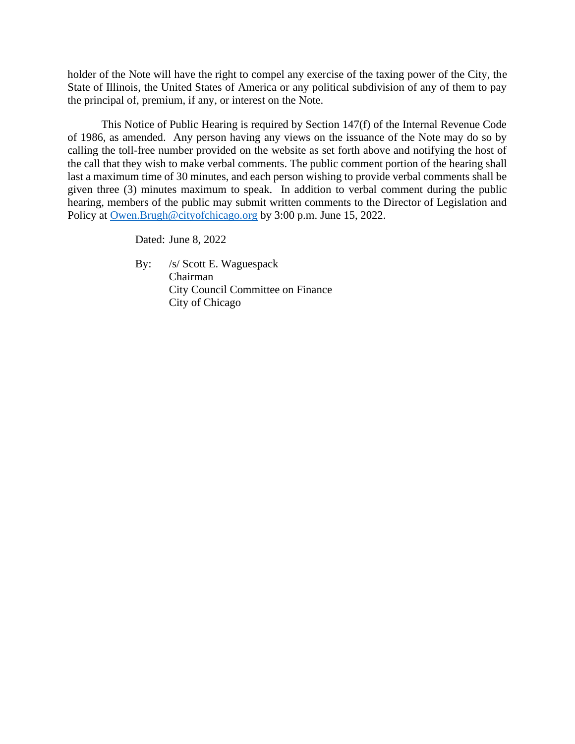holder of the Note will have the right to compel any exercise of the taxing power of the City, the State of Illinois, the United States of America or any political subdivision of any of them to pay the principal of, premium, if any, or interest on the Note.

This Notice of Public Hearing is required by Section 147(f) of the Internal Revenue Code of 1986, as amended. Any person having any views on the issuance of the Note may do so by calling the toll-free number provided on the website as set forth above and notifying the host of the call that they wish to make verbal comments. The public comment portion of the hearing shall last a maximum time of 30 minutes, and each person wishing to provide verbal comments shall be given three (3) minutes maximum to speak. In addition to verbal comment during the public hearing, members of the public may submit written comments to the Director of Legislation and Policy at Owen.Brugh@cityofchicago.org by 3:00 p.m. June 15, 2022.

Dated: June 8, 2022

By: /s/ Scott E. Waguespack
Chairman
City Council Committee on Finance
City of Chicago